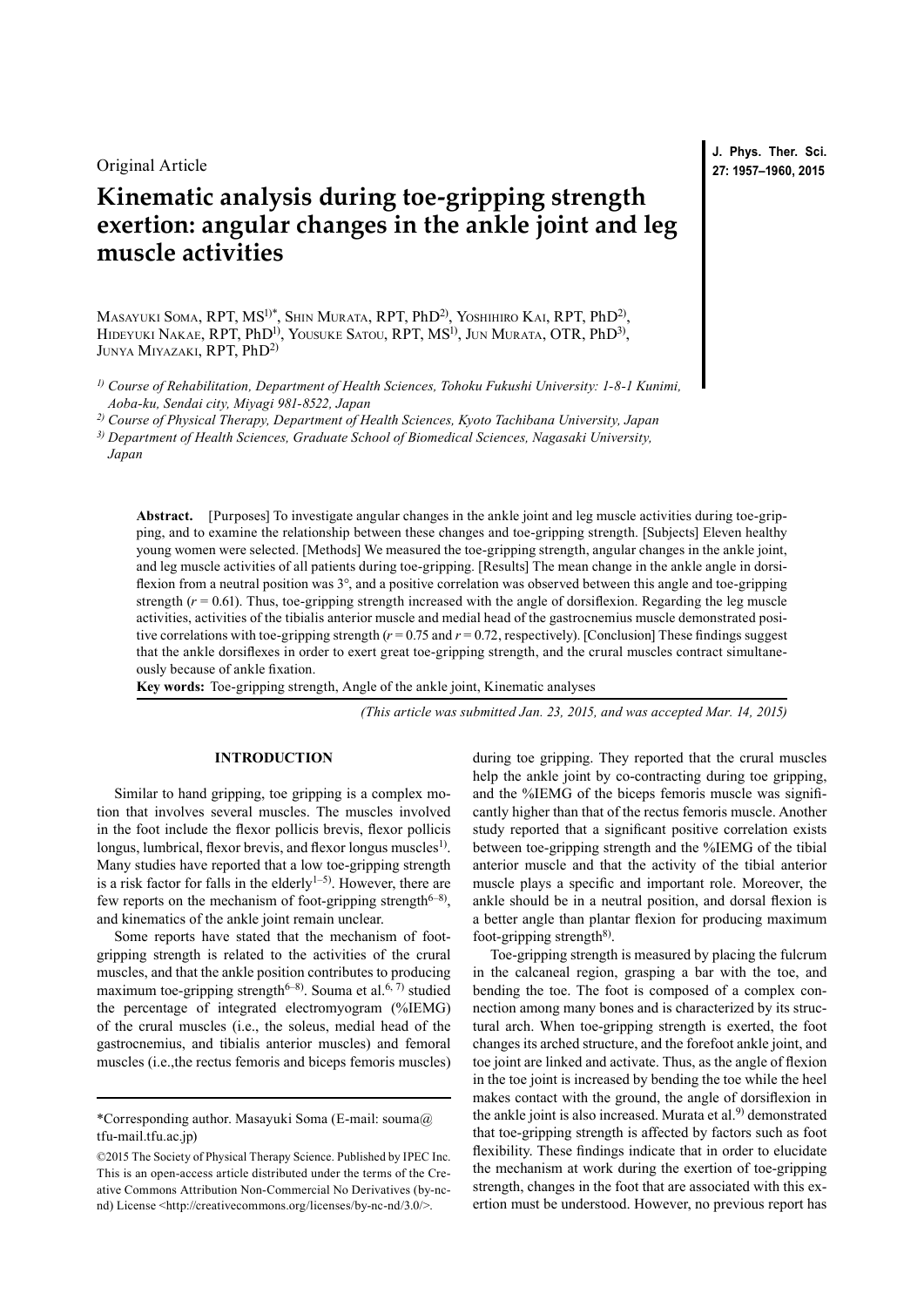Original Article

# Kinematic analysis during toe-gripping strength exertion: angular changes in the ankle joint and leg muscle activities

Masayuki Soma, RPT, MS[1)*], Shin Murata, RPT, PhD[2)], Yoshihiro Kai, RPT, PhD[2)], Hideyuki Nakae, RPT, PhD[1)], Yousuke Satou, RPT, MS[1)], Jun Murata, OTR, PhD[3)], Junya Miyazaki, RPT, PhD[2)]

*[1)] Course of Rehabilitation, Department of Health Sciences, Tohoku Fukushi University: 1-8-1 Kunimi, Aoba-ku, Sendai city, Miyagi 981-8522, Japan*

*[2)] Course of Physical Therapy, Department of Health Sciences, Kyoto Tachibana University, Japan*

*[3)] Department of Health Sciences, Graduate School of Biomedical Sciences, Nagasaki University, Japan*

**Abstract.** [Purposes] To investigate angular changes in the ankle joint and leg muscle activities during toe-gripping, and to examine the relationship between these changes and toe-gripping strength. [Subjects] Eleven healthy young women were selected. [Methods] We measured the toe-gripping strength, angular changes in the ankle joint, and leg muscle activities of all patients during toe-gripping. [Results] The mean change in the ankle angle in dorsiflexion from a neutral position was 3°, and a positive correlation was observed between this angle and toe-gripping strength ($r = 0.61$). Thus, toe-gripping strength increased with the angle of dorsiflexion. Regarding the leg muscle activities, activities of the tibialis anterior muscle and medial head of the gastrocnemius muscle demonstrated positive correlations with toe-gripping strength ($r = 0.75$ and $r = 0.72$, respectively). [Conclusion] These findings suggest that the ankle dorsiflexes in order to exert great toe-gripping strength, and the crural muscles contract simultaneously because of ankle fixation.

**Key words:** Toe-gripping strength, Angle of the ankle joint, Kinematic analyses

*(This article was submitted Jan. 23, 2015, and was accepted Mar. 14, 2015)*

## INTRODUCTION

Similar to hand gripping, toe gripping is a complex motion that involves several muscles. The muscles involved in the foot include the flexor pollicis brevis, flexor pollicis longus, lumbrical, flexor brevis, and flexor longus muscles[1)]. Many studies have reported that a low toe-gripping strength is a risk factor for falls in the elderly[1–5)]. However, there are few reports on the mechanism of foot-gripping strength[6–8)], and kinematics of the ankle joint remain unclear.

Some reports have stated that the mechanism of foot-gripping strength is related to the activities of the crural muscles, and that the ankle position contributes to producing maximum toe-gripping strength[6–8)]. Souma et al.[6, 7)] studied the percentage of integrated electromyogram (%IEMG) of the crural muscles (i.e., the soleus, medial head of the gastrocnemius, and tibialis anterior muscles) and femoral muscles (i.e.,the rectus femoris and biceps femoris muscles) during toe gripping. They reported that the crural muscles help the ankle joint by co-contracting during toe gripping, and the %IEMG of the biceps femoris muscle was significantly higher than that of the rectus femoris muscle. Another study reported that a significant positive correlation exists between toe-gripping strength and the %IEMG of the tibial anterior muscle and that the activity of the tibial anterior muscle plays a specific and important role. Moreover, the ankle should be in a neutral position, and dorsal flexion is a better angle than plantar flexion for producing maximum foot-gripping strength[8)].

Toe-gripping strength is measured by placing the fulcrum in the calcaneal region, grasping a bar with the toe, and bending the toe. The foot is composed of a complex connection among many bones and is characterized by its structural arch. When toe-gripping strength is exerted, the foot changes its arched structure, and the forefoot ankle joint, and toe joint are linked and activate. Thus, as the angle of flexion in the toe joint is increased by bending the toe while the heel makes contact with the ground, the angle of dorsiflexion in the ankle joint is also increased. Murata et al.[9)] demonstrated that toe-gripping strength is affected by factors such as foot flexibility. These findings indicate that in order to elucidate the mechanism at work during the exertion of toe-gripping strength, changes in the foot that are associated with this exertion must be understood. However, no previous report has

*Corresponding author. Masayuki Soma (E-mail: souma@tfu-mail.tfu.ac.jp)

©2015 The Society of Physical Therapy Science. Published by IPEC Inc. This is an open-access article distributed under the terms of the Creative Commons Attribution Non-Commercial No Derivatives (by-nc-nd) License <http://creativecommons.org/licenses/by-nc-nd/3.0/>.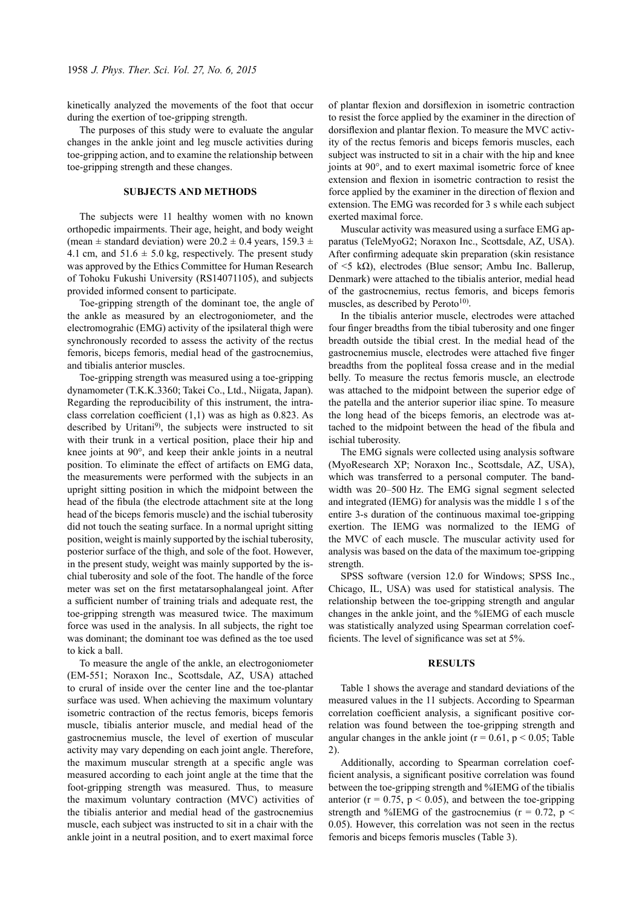kinetically analyzed the movements of the foot that occur during the exertion of toe-gripping strength.

The purposes of this study were to evaluate the angular changes in the ankle joint and leg muscle activities during toe-gripping action, and to examine the relationship between toe-gripping strength and these changes.

## SUBJECTS AND METHODS

The subjects were 11 healthy women with no known orthopedic impairments. Their age, height, and body weight (mean ± standard deviation) were 20.2 ± 0.4 years, 159.3 ± 4.1 cm, and 51.6 ± 5.0 kg, respectively. The present study was approved by the Ethics Committee for Human Research of Tohoku Fukushi University (RS14071105), and subjects provided informed consent to participate.

Toe-gripping strength of the dominant toe, the angle of the ankle as measured by an electrogoniometer, and the electromograhic (EMG) activity of the ipsilateral thigh were synchronously recorded to assess the activity of the rectus femoris, biceps femoris, medial head of the gastrocnemius, and tibialis anterior muscles.

Toe-gripping strength was measured using a toe-gripping dynamometer (T.K.K.3360; Takei Co., Ltd., Niigata, Japan). Regarding the reproducibility of this instrument, the intra-class correlation coefficient (1,1) was as high as 0.823. As described by Uritani[9], the subjects were instructed to sit with their trunk in a vertical position, place their hip and knee joints at 90°, and keep their ankle joints in a neutral position. To eliminate the effect of artifacts on EMG data, the measurements were performed with the subjects in an upright sitting position in which the midpoint between the head of the fibula (the electrode attachment site at the long head of the biceps femoris muscle) and the ischial tuberosity did not touch the seating surface. In a normal upright sitting position, weight is mainly supported by the ischial tuberosity, posterior surface of the thigh, and sole of the foot. However, in the present study, weight was mainly supported by the ischial tuberosity and sole of the foot. The handle of the force meter was set on the first metatarsophalangeal joint. After a sufficient number of training trials and adequate rest, the toe-gripping strength was measured twice. The maximum force was used in the analysis. In all subjects, the right toe was dominant; the dominant toe was defined as the toe used to kick a ball.

To measure the angle of the ankle, an electrogoniometer (EM-551; Noraxon Inc., Scottsdale, AZ, USA) attached to crural of inside over the center line and the toe-plantar surface was used. When achieving the maximum voluntary isometric contraction of the rectus femoris, biceps femoris muscle, tibialis anterior muscle, and medial head of the gastrocnemius muscle, the level of exertion of muscular activity may vary depending on each joint angle. Therefore, the maximum muscular strength at a specific angle was measured according to each joint angle at the time that the foot-gripping strength was measured. Thus, to measure the maximum voluntary contraction (MVC) activities of the tibialis anterior and medial head of the gastrocnemius muscle, each subject was instructed to sit in a chair with the ankle joint in a neutral position, and to exert maximal force of plantar flexion and dorsiflexion in isometric contraction to resist the force applied by the examiner in the direction of dorsiflexion and plantar flexion. To measure the MVC activity of the rectus femoris and biceps femoris muscles, each subject was instructed to sit in a chair with the hip and knee joints at 90°, and to exert maximal isometric force of knee extension and flexion in isometric contraction to resist the force applied by the examiner in the direction of flexion and extension. The EMG was recorded for 3 s while each subject exerted maximal force.

Muscular activity was measured using a surface EMG apparatus (TeleMyoG2; Noraxon Inc., Scottsdale, AZ, USA). After confirming adequate skin preparation (skin resistance of <5 kΩ), electrodes (Blue sensor; Ambu Inc. Ballerup, Denmark) were attached to the tibialis anterior, medial head of the gastrocnemius, rectus femoris, and biceps femoris muscles, as described by Peroto[10].

In the tibialis anterior muscle, electrodes were attached four finger breadths from the tibial tuberosity and one finger breadth outside the tibial crest. In the medial head of the gastrocnemius muscle, electrodes were attached five finger breadths from the popliteal fossa crease and in the medial belly. To measure the rectus femoris muscle, an electrode was attached to the midpoint between the superior edge of the patella and the anterior superior iliac spine. To measure the long head of the biceps femoris, an electrode was attached to the midpoint between the head of the fibula and ischial tuberosity.

The EMG signals were collected using analysis software (MyoResearch XP; Noraxon Inc., Scottsdale, AZ, USA), which was transferred to a personal computer. The bandwidth was 20–500 Hz. The EMG signal segment selected and integrated (IEMG) for analysis was the middle 1 s of the entire 3-s duration of the continuous maximal toe-gripping exertion. The IEMG was normalized to the IEMG of the MVC of each muscle. The muscular activity used for analysis was based on the data of the maximum toe-gripping strength.

SPSS software (version 12.0 for Windows; SPSS Inc., Chicago, IL, USA) was used for statistical analysis. The relationship between the toe-gripping strength and angular changes in the ankle joint, and the %IEMG of each muscle was statistically analyzed using Spearman correlation coefficients. The level of significance was set at 5%.

## RESULTS

Table 1 shows the average and standard deviations of the measured values in the 11 subjects. According to Spearman correlation coefficient analysis, a significant positive correlation was found between the toe-gripping strength and angular changes in the ankle joint ($r = 0.61$, $p < 0.05$; Table 2).

Additionally, according to Spearman correlation coefficient analysis, a significant positive correlation was found between the toe-gripping strength and %IEMG of the tibialis anterior ($r = 0.75$, $p < 0.05$), and between the toe-gripping strength and %IEMG of the gastrocnemius ($r = 0.72$, $p < 0.05$). However, this correlation was not seen in the rectus femoris and biceps femoris muscles (Table 3).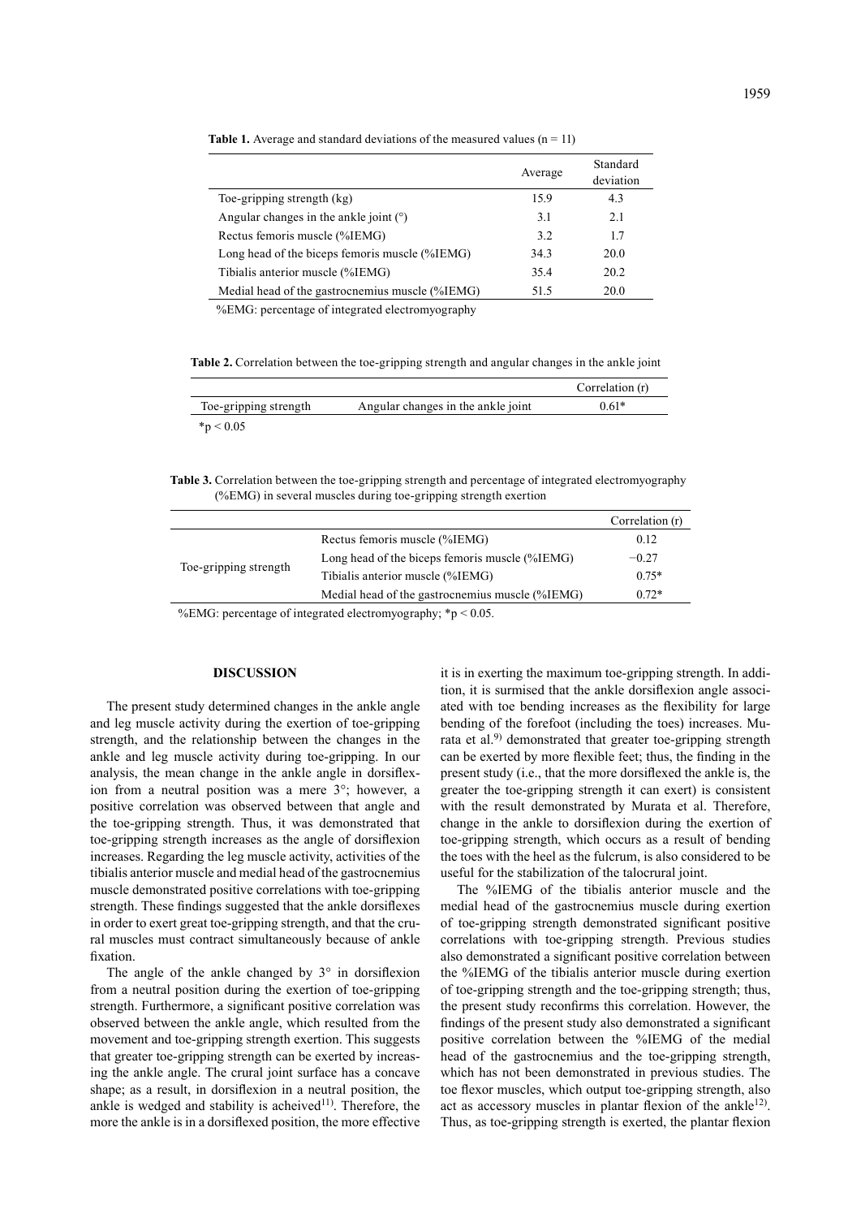**Table 1.** Average and standard deviations of the measured values (n = 11)

| | Average | Standard deviation |
|---|---|---|
| Toe-gripping strength (kg) | 15.9 | 4.3 |
| Angular changes in the ankle joint (°) | 3.1 | 2.1 |
| Rectus femoris muscle (%IEMG) | 3.2 | 1.7 |
| Long head of the biceps femoris muscle (%IEMG) | 34.3 | 20.0 |
| Tibialis anterior muscle (%IEMG) | 35.4 | 20.2 |
| Medial head of the gastrocnemius muscle (%IEMG) | 51.5 | 20.0 |

%EMG: percentage of integrated electromyography

**Table 2.** Correlation between the toe-gripping strength and angular changes in the ankle joint

| | | Correlation (r) |
|---|---|---|
| Toe-gripping strength | Angular changes in the ankle joint | 0.61* |

*$p < 0.05$

**Table 3.** Correlation between the toe-gripping strength and percentage of integrated electromyography (%EMG) in several muscles during toe-gripping strength exertion

| | | Correlation (r) |
|---|---|---|
| Toe-gripping strength | Rectus femoris muscle (%IEMG) | 0.12 |
| | Long head of the biceps femoris muscle (%IEMG) | −0.27 |
| | Tibialis anterior muscle (%IEMG) | 0.75* |
| | Medial head of the gastrocnemius muscle (%IEMG) | 0.72* |

%EMG: percentage of integrated electromyography; *$p < 0.05$.

## DISCUSSION

The present study determined changes in the ankle angle and leg muscle activity during the exertion of toe-gripping strength, and the relationship between the changes in the ankle and leg muscle activity during toe-gripping. In our analysis, the mean change in the ankle angle in dorsiflexion from a neutral position was a mere 3°; however, a positive correlation was observed between that angle and the toe-gripping strength. Thus, it was demonstrated that toe-gripping strength increases as the angle of dorsiflexion increases. Regarding the leg muscle activity, activities of the tibialis anterior muscle and medial head of the gastrocnemius muscle demonstrated positive correlations with toe-gripping strength. These findings suggested that the ankle dorsiflexes in order to exert great toe-gripping strength, and that the crural muscles must contract simultaneously because of ankle fixation.

The angle of the ankle changed by 3° in dorsiflexion from a neutral position during the exertion of toe-gripping strength. Furthermore, a significant positive correlation was observed between the ankle angle, which resulted from the movement and toe-gripping strength exertion. This suggests that greater toe-gripping strength can be exerted by increasing the ankle angle. The crural joint surface has a concave shape; as a result, in dorsiflexion in a neutral position, the ankle is wedged and stability is acheived[11]. Therefore, the more the ankle is in a dorsiflexed position, the more effective it is in exerting the maximum toe-gripping strength. In addition, it is surmised that the ankle dorsiflexion angle associated with toe bending increases as the flexibility for large bending of the forefoot (including the toes) increases. Murata et al.[9] demonstrated that greater toe-gripping strength can be exerted by more flexible feet; thus, the finding in the present study (i.e., that the more dorsiflexed the ankle is, the greater the toe-gripping strength it can exert) is consistent with the result demonstrated by Murata et al. Therefore, change in the ankle to dorsiflexion during the exertion of toe-gripping strength, which occurs as a result of bending the toes with the heel as the fulcrum, is also considered to be useful for the stabilization of the talocrural joint.

The %IEMG of the tibialis anterior muscle and the medial head of the gastrocnemius muscle during exertion of toe-gripping strength demonstrated significant positive correlations with toe-gripping strength. Previous studies also demonstrated a significant positive correlation between the %IEMG of the tibialis anterior muscle during exertion of toe-gripping strength and the toe-gripping strength; thus, the present study reconfirms this correlation. However, the findings of the present study also demonstrated a significant positive correlation between the %IEMG of the medial head of the gastrocnemius and the toe-gripping strength, which has not been demonstrated in previous studies. The toe flexor muscles, which output toe-gripping strength, also act as accessory muscles in plantar flexion of the ankle[12]. Thus, as toe-gripping strength is exerted, the plantar flexion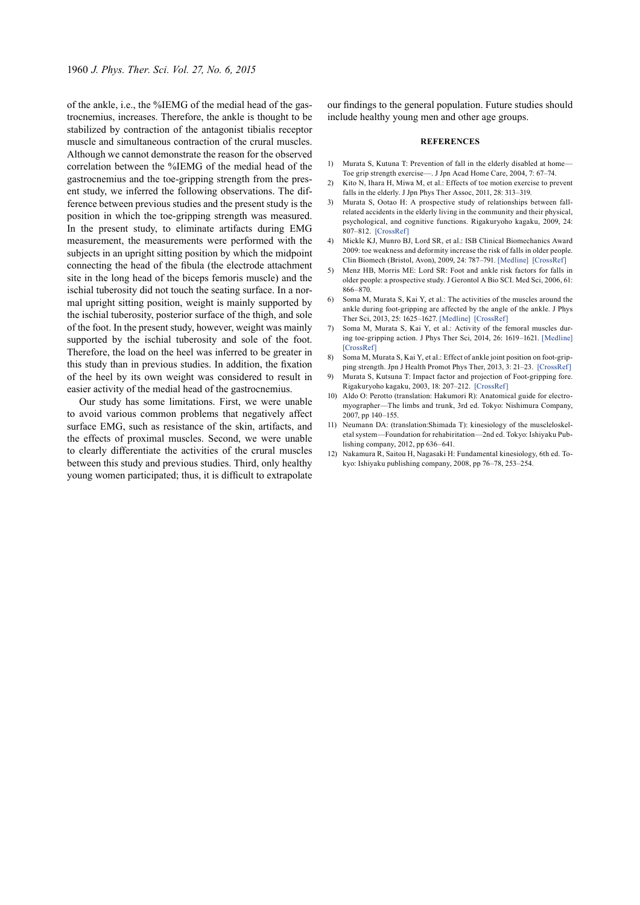of the ankle, i.e., the %IEMG of the medial head of the gastrocnemius, increases. Therefore, the ankle is thought to be stabilized by contraction of the antagonist tibialis receptor muscle and simultaneous contraction of the crural muscles. Although we cannot demonstrate the reason for the observed correlation between the %IEMG of the medial head of the gastrocnemius and the toe-gripping strength from the present study, we inferred the following observations. The difference between previous studies and the present study is the position in which the toe-gripping strength was measured. In the present study, to eliminate artifacts during EMG measurement, the measurements were performed with the subjects in an upright sitting position by which the midpoint connecting the head of the fibula (the electrode attachment site in the long head of the biceps femoris muscle) and the ischial tuberosity did not touch the seating surface. In a normal upright sitting position, weight is mainly supported by the ischial tuberosity, posterior surface of the thigh, and sole of the foot. In the present study, however, weight was mainly supported by the ischial tuberosity and sole of the foot. Therefore, the load on the heel was inferred to be greater in this study than in previous studies. In addition, the fixation of the heel by its own weight was considered to result in easier activity of the medial head of the gastrocnemius.

Our study has some limitations. First, we were unable to avoid various common problems that negatively affect surface EMG, such as resistance of the skin, artifacts, and the effects of proximal muscles. Second, we were unable to clearly differentiate the activities of the crural muscles between this study and previous studies. Third, only healthy young women participated; thus, it is difficult to extrapolate our findings to the general population. Future studies should include healthy young men and other age groups.

## REFERENCES

1) Murata S, Kutuna T: Prevention of fall in the elderly disabled at home—Toe grip strength exercise—. J Jpn Acad Home Care, 2004, 7: 67–74.
2) Kito N, Ihara H, Miwa M, et al.: Effects of toe motion exercise to prevent falls in the elderly. J Jpn Phys Ther Assoc, 2011, 28: 313–319.
3) Murata S, Ootao H: A prospective study of relationships between fall-related accidents in the elderly living in the community and their physical, psychological, and cognitive functions. Rigakuryoho kagaku, 2009, 24: 807–812. [CrossRef]
4) Mickle KJ, Munro BJ, Lord SR, et al.: ISB Clinical Biomechanics Award 2009: toe weakness and deformity increase the risk of falls in older people. Clin Biomech (Bristol, Avon), 2009, 24: 787–791. [Medline] [CrossRef]
5) Menz HB, Morris ME: Lord SR: Foot and ankle risk factors for falls in older people: a prospective study. J Gerontol A Bio SCI. Med Sci, 2006, 61: 866–870.
6) Soma M, Murata S, Kai Y, et al.: The activities of the muscles around the ankle during foot-gripping are affected by the angle of the ankle. J Phys Ther Sci, 2013, 25: 1625–1627. [Medline] [CrossRef]
7) Soma M, Murata S, Kai Y, et al.: Activity of the femoral muscles during toe-gripping action. J Phys Ther Sci, 2014, 26: 1619–1621. [Medline] [CrossRef]
8) Soma M, Murata S, Kai Y, et al.: Effect of ankle joint position on foot-gripping strength. Jpn J Health Promot Phys Ther, 2013, 3: 21–23. [CrossRef]
9) Murata S, Kutsuna T: Impact factor and projection of Foot-gripping fore. Rigakuryoho kagaku, 2003, 18: 207–212. [CrossRef]
10) Aldo O: Perotto (translation: Hakumori R): Anatomical guide for electromyographer—The limbs and trunk, 3rd ed. Tokyo: Nishimura Company, 2007, pp 140–155.
11) Neumann DA: (translation:Shimada T): kinesiology of the musculoskeletal system—Foundation for rehabiritation—2nd ed. Tokyo: Ishiyaku Publishing company, 2012, pp 636–641.
12) Nakamura R, Saitou H, Nagasaki H: Fundamental kinesiology, 6th ed. Tokyo: Ishiyaku publishing company, 2008, pp 76–78, 253–254.